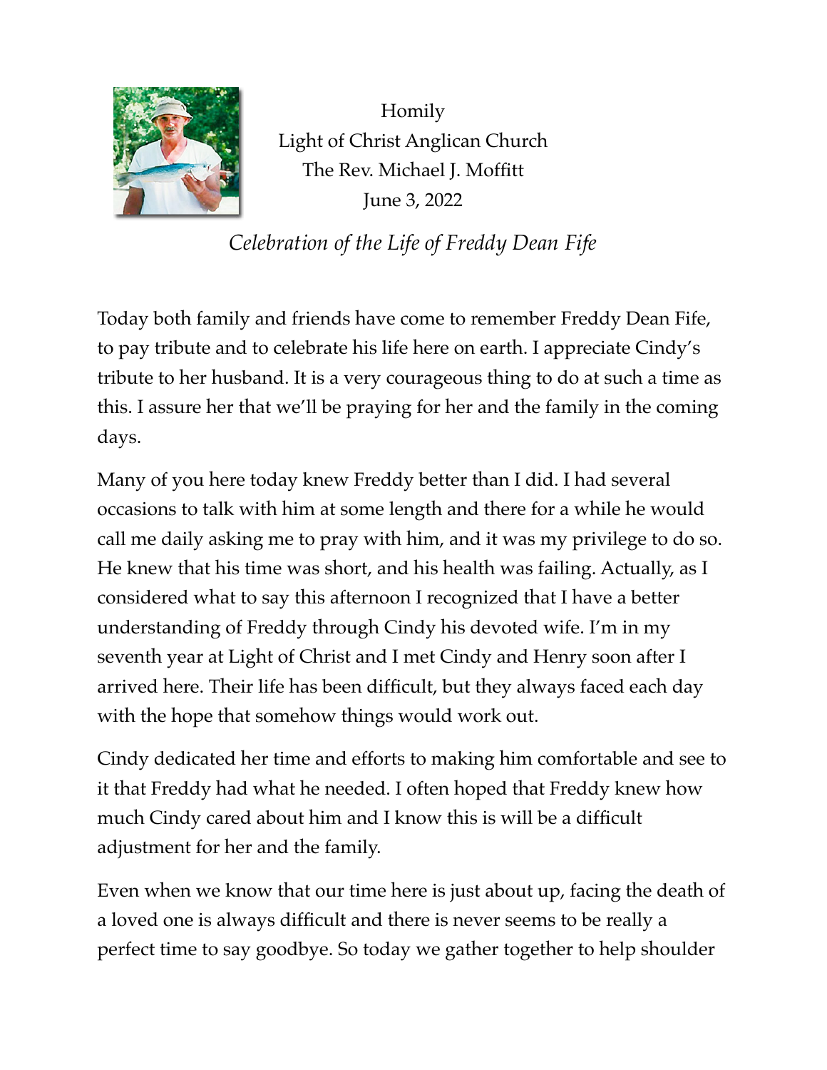Homily
Light of Christ Anglican Church
The Rev. Michael J. Moffitt
June 3, 2022

*Celebration of the Life of Freddy Dean Fife*

Today both family and friends have come to remember Freddy Dean Fife, to pay tribute and to celebrate his life here on earth. I appreciate Cindy's tribute to her husband. It is a very courageous thing to do at such a time as this. I assure her that we'll be praying for her and the family in the coming days.

Many of you here today knew Freddy better than I did. I had several occasions to talk with him at some length and there for a while he would call me daily asking me to pray with him, and it was my privilege to do so. He knew that his time was short, and his health was failing. Actually, as I considered what to say this afternoon I recognized that I have a better understanding of Freddy through Cindy his devoted wife. I'm in my seventh year at Light of Christ and I met Cindy and Henry soon after I arrived here. Their life has been difficult, but they always faced each day with the hope that somehow things would work out.

Cindy dedicated her time and efforts to making him comfortable and see to it that Freddy had what he needed. I often hoped that Freddy knew how much Cindy cared about him and I know this is will be a difficult adjustment for her and the family.

Even when we know that our time here is just about up, facing the death of a loved one is always difficult and there is never seems to be really a perfect time to say goodbye. So today we gather together to help shoulder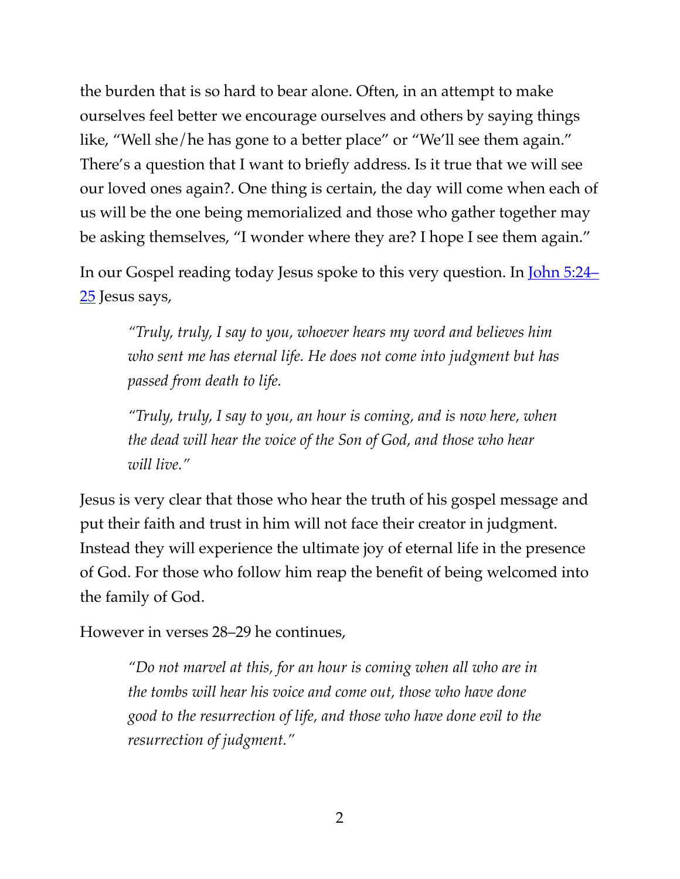the burden that is so hard to bear alone. Often, in an attempt to make ourselves feel better we encourage ourselves and others by saying things like, “Well she/he has gone to a better place” or “We’ll see them again.” There’s a question that I want to briefly address. Is it true that we will see our loved ones again?. One thing is certain, the day will come when each of us will be the one being memorialized and those who gather together may be asking themselves, “I wonder where they are? I hope I see them again.”

In our Gospel reading today Jesus spoke to this very question. In [John 5:24–25]() Jesus says,

> *“Truly, truly, I say to you, whoever hears my word and believes him who sent me has eternal life. He does not come into judgment but has passed from death to life.*
>
> *“Truly, truly, I say to you, an hour is coming, and is now here, when the dead will hear the voice of the Son of God, and those who hear will live.”*

Jesus is very clear that those who hear the truth of his gospel message and put their faith and trust in him will not face their creator in judgment. Instead they will experience the ultimate joy of eternal life in the presence of God. For those who follow him reap the benefit of being welcomed into the family of God.

However in verses 28–29 he continues,

> *“Do not marvel at this, for an hour is coming when all who are in the tombs will hear his voice and come out, those who have done good to the resurrection of life, and those who have done evil to the resurrection of judgment.”*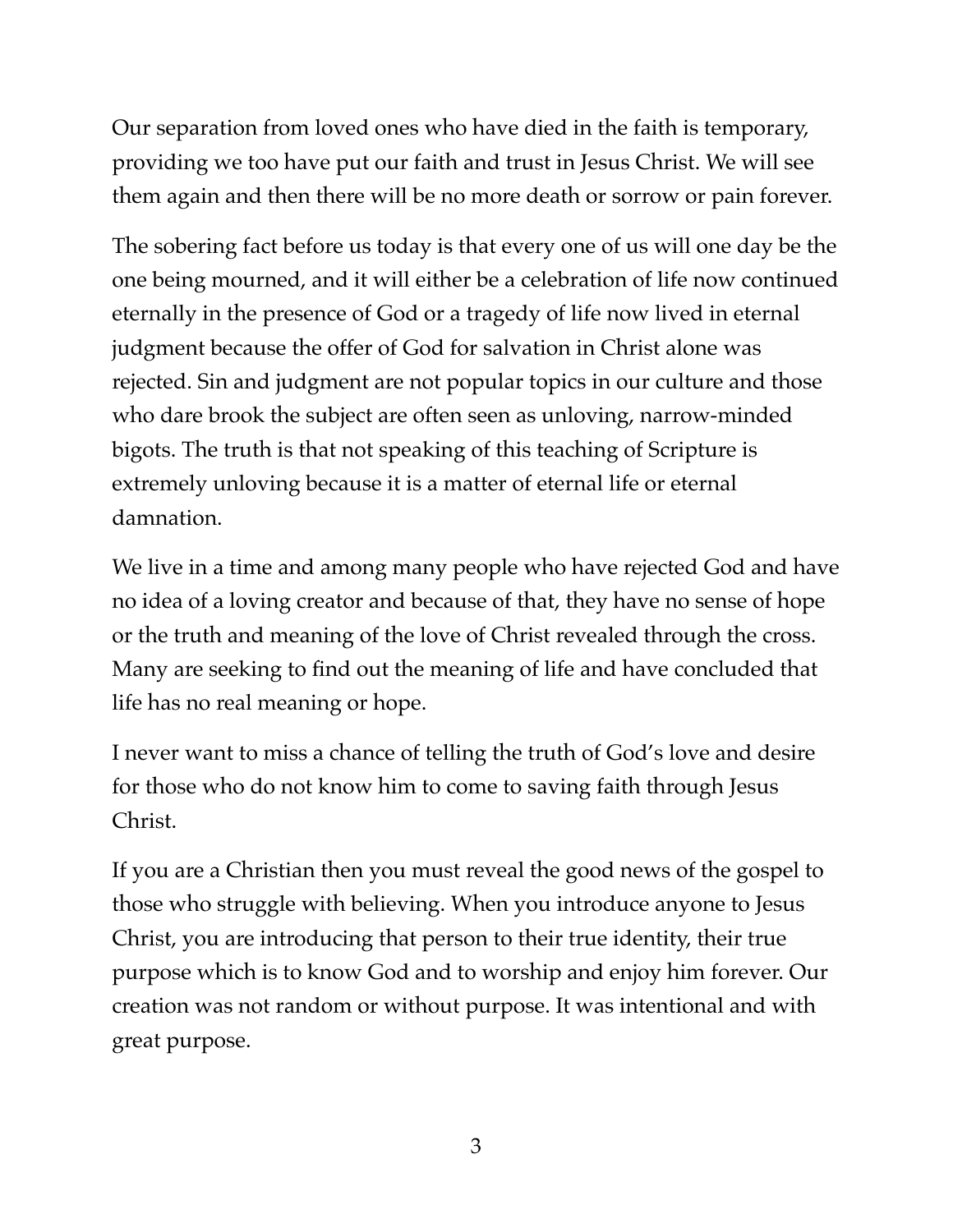Our separation from loved ones who have died in the faith is temporary, providing we too have put our faith and trust in Jesus Christ. We will see them again and then there will be no more death or sorrow or pain forever.

The sobering fact before us today is that every one of us will one day be the one being mourned, and it will either be a celebration of life now continued eternally in the presence of God or a tragedy of life now lived in eternal judgment because the offer of God for salvation in Christ alone was rejected. Sin and judgment are not popular topics in our culture and those who dare brook the subject are often seen as unloving, narrow-minded bigots. The truth is that not speaking of this teaching of Scripture is extremely unloving because it is a matter of eternal life or eternal damnation.

We live in a time and among many people who have rejected God and have no idea of a loving creator and because of that, they have no sense of hope or the truth and meaning of the love of Christ revealed through the cross. Many are seeking to find out the meaning of life and have concluded that life has no real meaning or hope.

I never want to miss a chance of telling the truth of God's love and desire for those who do not know him to come to saving faith through Jesus Christ.

If you are a Christian then you must reveal the good news of the gospel to those who struggle with believing. When you introduce anyone to Jesus Christ, you are introducing that person to their true identity, their true purpose which is to know God and to worship and enjoy him forever. Our creation was not random or without purpose. It was intentional and with great purpose.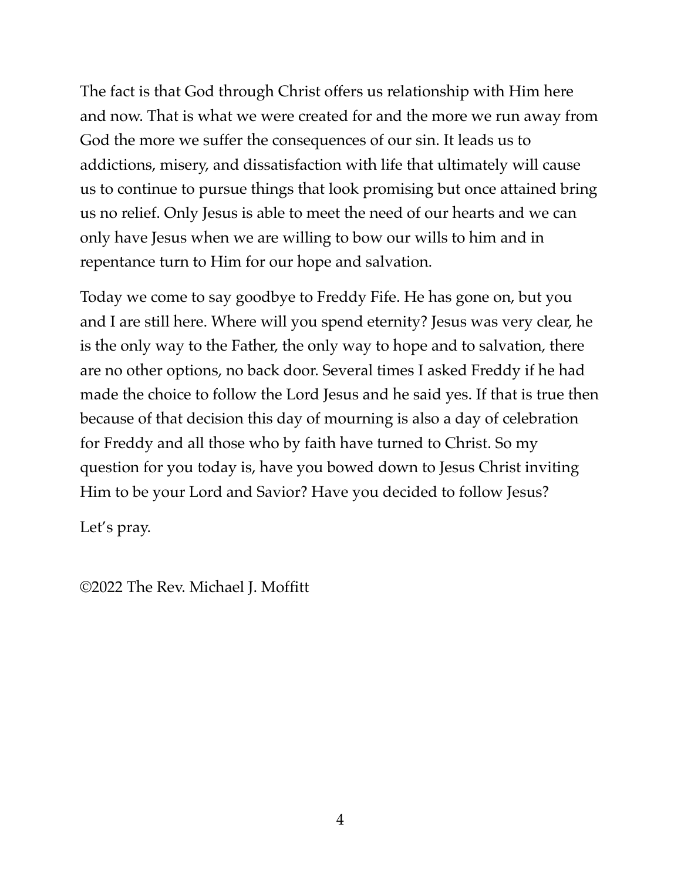The fact is that God through Christ offers us relationship with Him here and now. That is what we were created for and the more we run away from God the more we suffer the consequences of our sin. It leads us to addictions, misery, and dissatisfaction with life that ultimately will cause us to continue to pursue things that look promising but once attained bring us no relief. Only Jesus is able to meet the need of our hearts and we can only have Jesus when we are willing to bow our wills to him and in repentance turn to Him for our hope and salvation.

Today we come to say goodbye to Freddy Fife. He has gone on, but you and I are still here. Where will you spend eternity? Jesus was very clear, he is the only way to the Father, the only way to hope and to salvation, there are no other options, no back door. Several times I asked Freddy if he had made the choice to follow the Lord Jesus and he said yes. If that is true then because of that decision this day of mourning is also a day of celebration for Freddy and all those who by faith have turned to Christ. So my question for you today is, have you bowed down to Jesus Christ inviting Him to be your Lord and Savior? Have you decided to follow Jesus?

Let's pray.

©2022 The Rev. Michael J. Moffitt